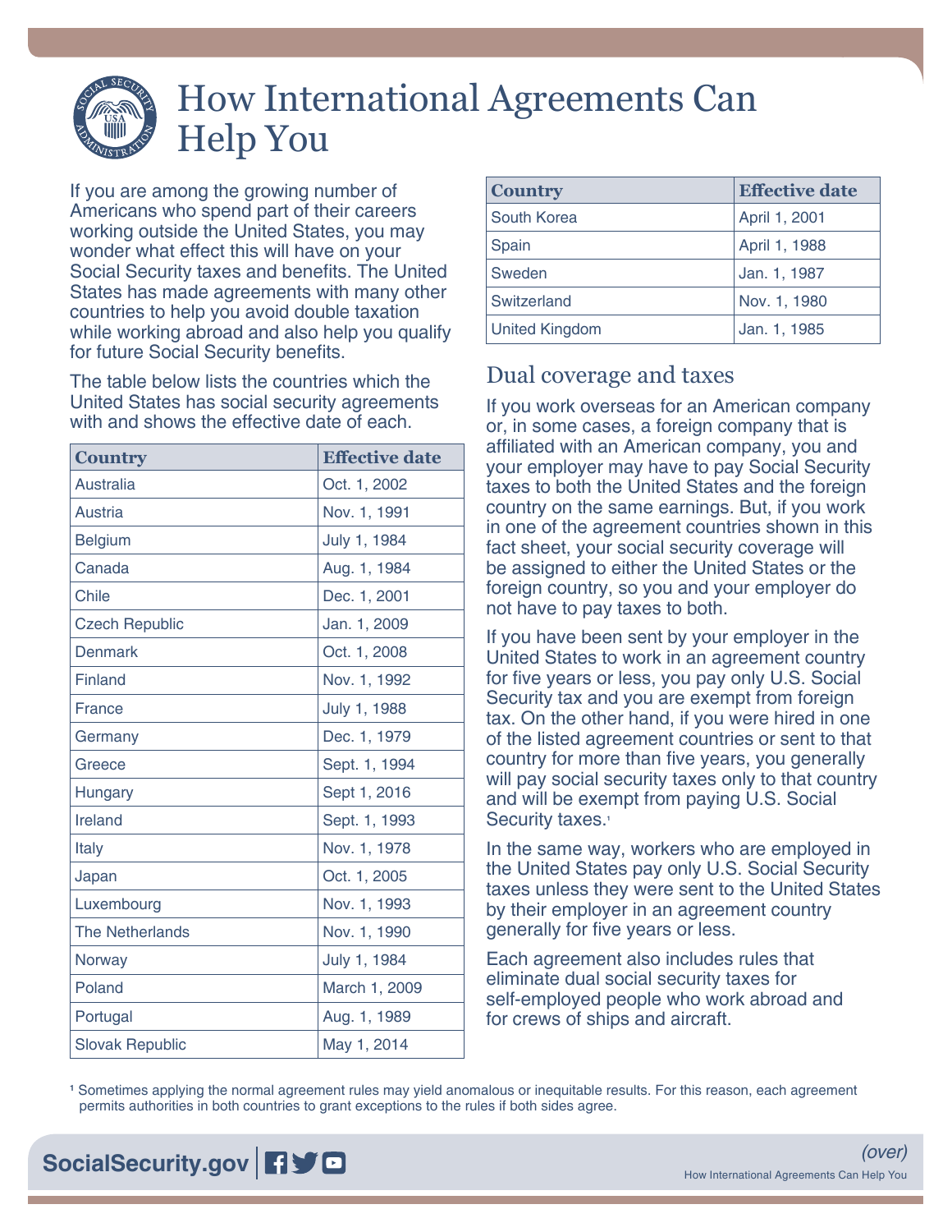# How International Agreements Can Help You

If you are among the growing number of Americans who spend part of their careers working outside the United States, you may wonder what effect this will have on your Social Security taxes and benefits. The United States has made agreements with many other countries to help you avoid double taxation while working abroad and also help you qualify for future Social Security benefits.

The table below lists the countries which the United States has social security agreements with and shows the effective date of each.

| Country | Effective date |
|---|---|
| Australia | Oct. 1, 2002 |
| Austria | Nov. 1, 1991 |
| Belgium | July 1, 1984 |
| Canada | Aug. 1, 1984 |
| Chile | Dec. 1, 2001 |
| Czech Republic | Jan. 1, 2009 |
| Denmark | Oct. 1, 2008 |
| Finland | Nov. 1, 1992 |
| France | July 1, 1988 |
| Germany | Dec. 1, 1979 |
| Greece | Sept. 1, 1994 |
| Hungary | Sept 1, 2016 |
| Ireland | Sept. 1, 1993 |
| Italy | Nov. 1, 1978 |
| Japan | Oct. 1, 2005 |
| Luxembourg | Nov. 1, 1993 |
| The Netherlands | Nov. 1, 1990 |
| Norway | July 1, 1984 |
| Poland | March 1, 2009 |
| Portugal | Aug. 1, 1989 |
| Slovak Republic | May 1, 2014 |
| South Korea | April 1, 2001 |
| Spain | April 1, 1988 |
| Sweden | Jan. 1, 1987 |
| Switzerland | Nov. 1, 1980 |
| United Kingdom | Jan. 1, 1985 |

## Dual coverage and taxes

If you work overseas for an American company or, in some cases, a foreign company that is affiliated with an American company, you and your employer may have to pay Social Security taxes to both the United States and the foreign country on the same earnings. But, if you work in one of the agreement countries shown in this fact sheet, your social security coverage will be assigned to either the United States or the foreign country, so you and your employer do not have to pay taxes to both.

If you have been sent by your employer in the United States to work in an agreement country for five years or less, you pay only U.S. Social Security tax and you are exempt from foreign tax. On the other hand, if you were hired in one of the listed agreement countries or sent to that country for more than five years, you generally will pay social security taxes only to that country and will be exempt from paying U.S. Social Security taxes.[1]

In the same way, workers who are employed in the United States pay only U.S. Social Security taxes unless they were sent to the United States by their employer in an agreement country generally for five years or less.

Each agreement also includes rules that eliminate dual social security taxes for self-employed people who work abroad and for crews of ships and aircraft.

[1] Sometimes applying the normal agreement rules may yield anomalous or inequitable results. For this reason, each agreement permits authorities in both countries to grant exceptions to the rules if both sides agree.

(over)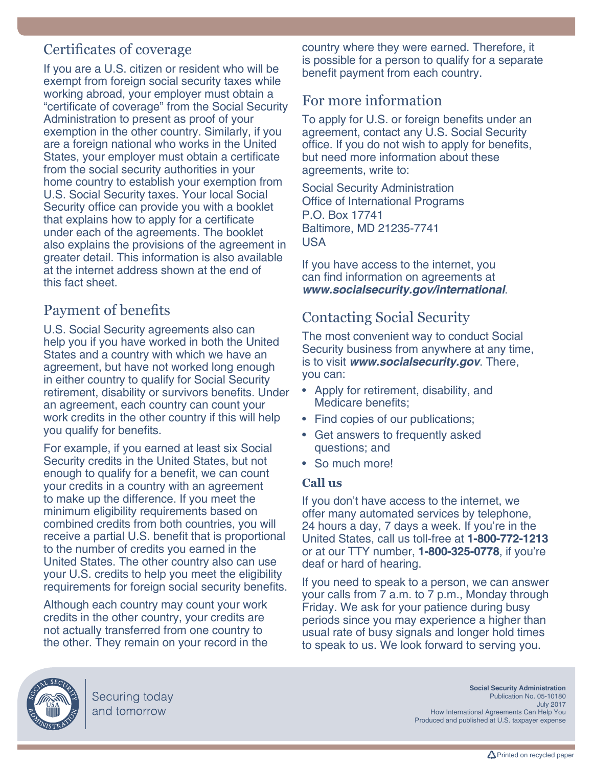## Certificates of coverage

If you are a U.S. citizen or resident who will be exempt from foreign social security taxes while working abroad, your employer must obtain a "certificate of coverage" from the Social Security Administration to present as proof of your exemption in the other country. Similarly, if you are a foreign national who works in the United States, your employer must obtain a certificate from the social security authorities in your home country to establish your exemption from U.S. Social Security taxes. Your local Social Security office can provide you with a booklet that explains how to apply for a certificate under each of the agreements. The booklet also explains the provisions of the agreement in greater detail. This information is also available at the internet address shown at the end of this fact sheet.

## Payment of benefits

U.S. Social Security agreements also can help you if you have worked in both the United States and a country with which we have an agreement, but have not worked long enough in either country to qualify for Social Security retirement, disability or survivors benefits. Under an agreement, each country can count your work credits in the other country if this will help you qualify for benefits.

For example, if you earned at least six Social Security credits in the United States, but not enough to qualify for a benefit, we can count your credits in a country with an agreement to make up the difference. If you meet the minimum eligibility requirements based on combined credits from both countries, you will receive a partial U.S. benefit that is proportional to the number of credits you earned in the United States. The other country also can use your U.S. credits to help you meet the eligibility requirements for foreign social security benefits.

Although each country may count your work credits in the other country, your credits are not actually transferred from one country to the other. They remain on your record in the country where they were earned. Therefore, it is possible for a person to qualify for a separate benefit payment from each country.

## For more information

To apply for U.S. or foreign benefits under an agreement, contact any U.S. Social Security office. If you do not wish to apply for benefits, but need more information about these agreements, write to:

Social Security Administration
Office of International Programs
P.O. Box 17741
Baltimore, MD 21235-7741
USA

If you have access to the internet, you can find information on agreements at ***www.socialsecurity.gov/international***.

## Contacting Social Security

The most convenient way to conduct Social Security business from anywhere at any time, is to visit ***www.socialsecurity.gov***. There, you can:

- Apply for retirement, disability, and Medicare benefits;
- Find copies of our publications;
- Get answers to frequently asked questions; and
- So much more!

### Call us

If you don't have access to the internet, we offer many automated services by telephone, 24 hours a day, 7 days a week. If you're in the United States, call us toll-free at **1-800-772-1213** or at our TTY number, **1-800-325-0778**, if you're deaf or hard of hearing.

If you need to speak to a person, we can answer your calls from 7 a.m. to 7 p.m., Monday through Friday. We ask for your patience during busy periods since you may experience a higher than usual rate of busy signals and longer hold times to speak to us. We look forward to serving you.

Securing today and tomorrow

**Social Security Administration**
Publication No. 05-10180
July 2017
How International Agreements Can Help You
Produced and published at U.S. taxpayer expense

Printed on recycled paper